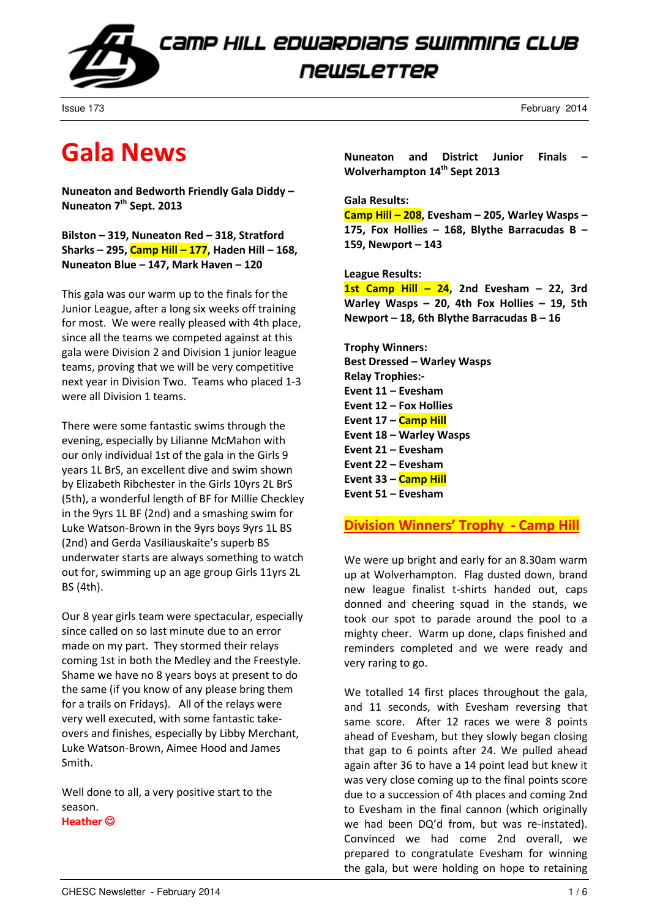# Camp Hill Edwardians Swimming Club Newsletter

Issue 173 February 2014

# Gala News

**Nuneaton and Bedworth Friendly Gala Diddy – Nuneaton 7th Sept. 2013**

**Bilston – 319, Nuneaton Red – 318, Stratford Sharks – 295, Camp Hill – 177, Haden Hill – 168, Nuneaton Blue – 147, Mark Haven – 120**

This gala was our warm up to the finals for the Junior League, after a long six weeks off training for most. We were really pleased with 4th place, since all the teams we competed against at this gala were Division 2 and Division 1 junior league teams, proving that we will be very competitive next year in Division Two. Teams who placed 1-3 were all Division 1 teams.

There were some fantastic swims through the evening, especially by Lilianne McMahon with our only individual 1st of the gala in the Girls 9 years 1L BrS, an excellent dive and swim shown by Elizabeth Ribchester in the Girls 10yrs 2L BrS (5th), a wonderful length of BF for Millie Checkley in the 9yrs 1L BF (2nd) and a smashing swim for Luke Watson-Brown in the 9yrs boys 9yrs 1L BS (2nd) and Gerda Vasiliauskaite's superb BS underwater starts are always something to watch out for, swimming up an age group Girls 11yrs 2L BS (4th).

Our 8 year girls team were spectacular, especially since called on so last minute due to an error made on my part. They stormed their relays coming 1st in both the Medley and the Freestyle. Shame we have no 8 years boys at present to do the same (if you know of any please bring them for a trails on Fridays). All of the relays were very well executed, with some fantastic take-overs and finishes, especially by Libby Merchant, Luke Watson-Brown, Aimee Hood and James Smith.

Well done to all, a very positive start to the season.
**Heather ☺**

**Nuneaton and District Junior Finals – Wolverhampton 14th Sept 2013**

**Gala Results:**
**Camp Hill – 208, Evesham – 205, Warley Wasps – 175, Fox Hollies – 168, Blythe Barracudas B – 159, Newport – 143**

**League Results:**
**1st Camp Hill – 24, 2nd Evesham – 22, 3rd Warley Wasps – 20, 4th Fox Hollies – 19, 5th Newport – 18, 6th Blythe Barracudas B – 16**

**Trophy Winners:**
**Best Dressed – Warley Wasps**
**Relay Trophies:-**
**Event 11 – Evesham**
**Event 12 – Fox Hollies**
**Event 17 – Camp Hill**
**Event 18 – Warley Wasps**
**Event 21 – Evesham**
**Event 22 – Evesham**
**Event 33 – Camp Hill**
**Event 51 – Evesham**

## Division Winners' Trophy - Camp Hill

We were up bright and early for an 8.30am warm up at Wolverhampton. Flag dusted down, brand new league finalist t-shirts handed out, caps donned and cheering squad in the stands, we took our spot to parade around the pool to a mighty cheer. Warm up done, claps finished and reminders completed and we were ready and very raring to go.

We totalled 14 first places throughout the gala, and 11 seconds, with Evesham reversing that same score. After 12 races we were 8 points ahead of Evesham, but they slowly began closing that gap to 6 points after 24. We pulled ahead again after 36 to have a 14 point lead but knew it was very close coming up to the final points score due to a succession of 4th places and coming 2nd to Evesham in the final cannon (which originally we had been DQ'd from, but was re-instated). Convinced we had come 2nd overall, we prepared to congratulate Evesham for winning the gala, but were holding on hope to retaining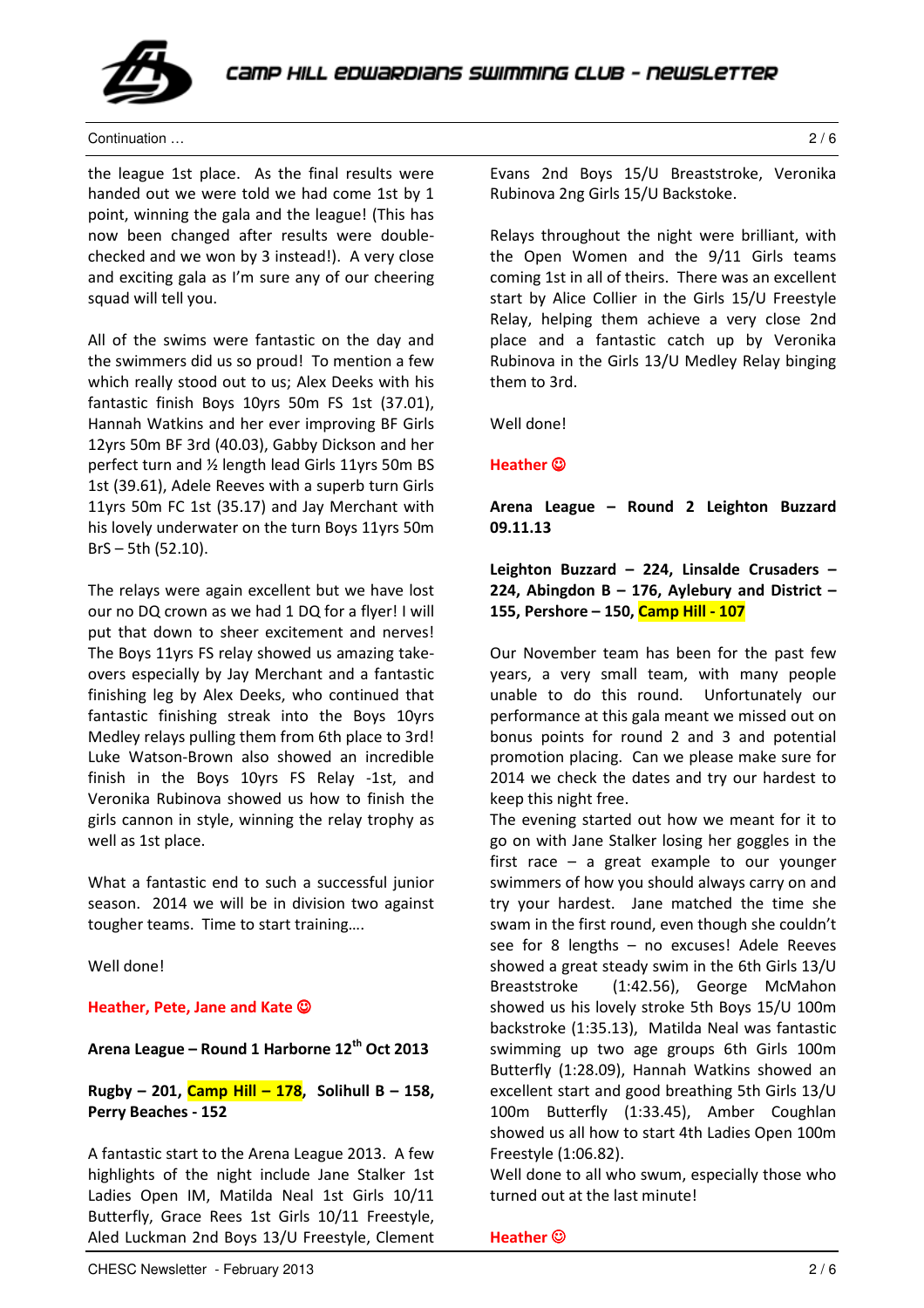Continuation …

the league 1st place. As the final results were handed out we were told we had come 1st by 1 point, winning the gala and the league! (This has now been changed after results were double-checked and we won by 3 instead!). A very close and exciting gala as I'm sure any of our cheering squad will tell you.

All of the swims were fantastic on the day and the swimmers did us so proud! To mention a few which really stood out to us; Alex Deeks with his fantastic finish Boys 10yrs 50m FS 1st (37.01), Hannah Watkins and her ever improving BF Girls 12yrs 50m BF 3rd (40.03), Gabby Dickson and her perfect turn and ½ length lead Girls 11yrs 50m BS 1st (39.61), Adele Reeves with a superb turn Girls 11yrs 50m FC 1st (35.17) and Jay Merchant with his lovely underwater on the turn Boys 11yrs 50m BrS – 5th (52.10).

The relays were again excellent but we have lost our no DQ crown as we had 1 DQ for a flyer! I will put that down to sheer excitement and nerves! The Boys 11yrs FS relay showed us amazing take-overs especially by Jay Merchant and a fantastic finishing leg by Alex Deeks, who continued that fantastic finishing streak into the Boys 10yrs Medley relays pulling them from 6th place to 3rd! Luke Watson-Brown also showed an incredible finish in the Boys 10yrs FS Relay -1st, and Veronika Rubinova showed us how to finish the girls cannon in style, winning the relay trophy as well as 1st place.

What a fantastic end to such a successful junior season. 2014 we will be in division two against tougher teams. Time to start training….

Well done!

**Heather, Pete, Jane and Kate ☺**

**Arena League – Round 1 Harborne 12th Oct 2013**

**Rugby – 201, Camp Hill – 178, Solihull B – 158, Perry Beaches - 152**

A fantastic start to the Arena League 2013. A few highlights of the night include Jane Stalker 1st Ladies Open IM, Matilda Neal 1st Girls 10/11 Butterfly, Grace Rees 1st Girls 10/11 Freestyle, Aled Luckman 2nd Boys 13/U Freestyle, Clement Evans 2nd Boys 15/U Breaststroke, Veronika Rubinova 2ng Girls 15/U Backstoke.

Relays throughout the night were brilliant, with the Open Women and the 9/11 Girls teams coming 1st in all of theirs. There was an excellent start by Alice Collier in the Girls 15/U Freestyle Relay, helping them achieve a very close 2nd place and a fantastic catch up by Veronika Rubinova in the Girls 13/U Medley Relay binging them to 3rd.

Well done!

**Heather ☺**

**Arena League – Round 2 Leighton Buzzard 09.11.13**

**Leighton Buzzard – 224, Linsalde Crusaders – 224, Abingdon B – 176, Aylebury and District – 155, Pershore – 150, Camp Hill - 107**

Our November team has been for the past few years, a very small team, with many people unable to do this round. Unfortunately our performance at this gala meant we missed out on bonus points for round 2 and 3 and potential promotion placing. Can we please make sure for 2014 we check the dates and try our hardest to keep this night free.

The evening started out how we meant for it to go on with Jane Stalker losing her goggles in the first race – a great example to our younger swimmers of how you should always carry on and try your hardest. Jane matched the time she swam in the first round, even though she couldn't see for 8 lengths – no excuses! Adele Reeves showed a great steady swim in the 6th Girls 13/U Breaststroke (1:42.56), George McMahon showed us his lovely stroke 5th Boys 15/U 100m backstroke (1:35.13), Matilda Neal was fantastic swimming up two age groups 6th Girls 100m Butterfly (1:28.09), Hannah Watkins showed an excellent start and good breathing 5th Girls 13/U 100m Butterfly (1:33.45), Amber Coughlan showed us all how to start 4th Ladies Open 100m Freestyle (1:06.82).

Well done to all who swum, especially those who turned out at the last minute!

**Heather ☺**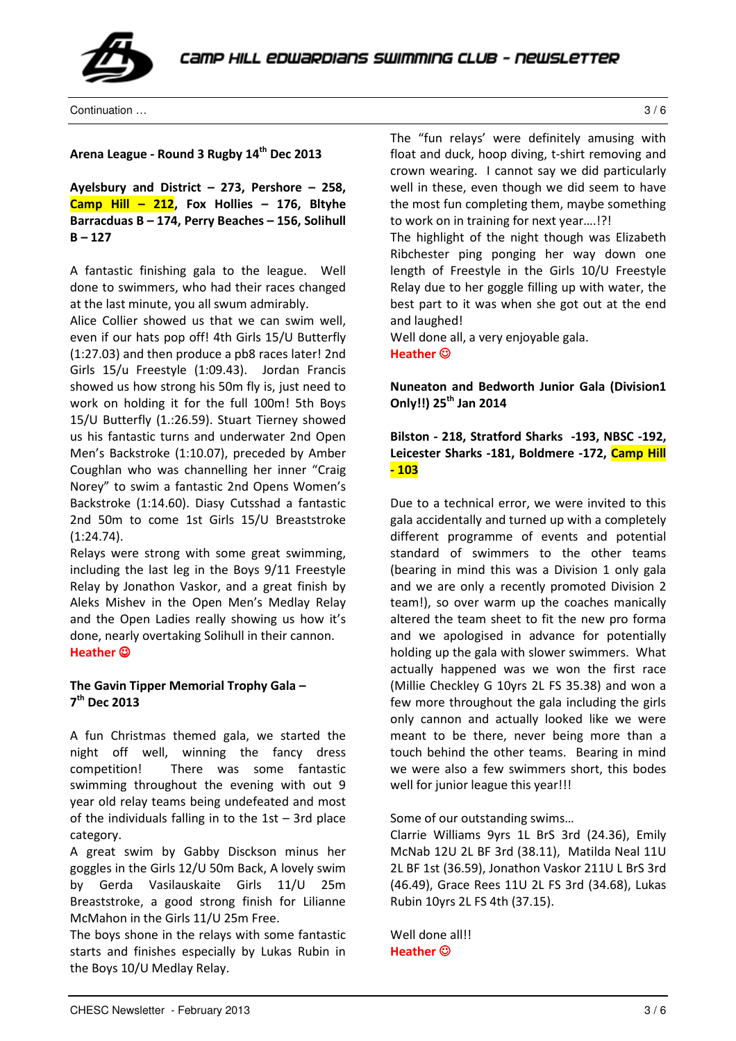Continuation …

**Arena League - Round 3 Rugby 14th Dec 2013**

**Ayelsbury and District – 273, Pershore – 258, Camp Hill – 212, Fox Hollies – 176, Bltyhe Barracudas B – 174, Perry Beaches – 156, Solihull B – 127**

A fantastic finishing gala to the league. Well done to swimmers, who had their races changed at the last minute, you all swum admirably.

Alice Collier showed us that we can swim well, even if our hats pop off! 4th Girls 15/U Butterfly (1:27.03) and then produce a pb8 races later! 2nd Girls 15/u Freestyle (1:09.43). Jordan Francis showed us how strong his 50m fly is, just need to work on holding it for the full 100m! 5th Boys 15/U Butterfly (1.:26.59). Stuart Tierney showed us his fantastic turns and underwater 2nd Open Men's Backstroke (1:10.07), preceded by Amber Coughlan who was channelling her inner "Craig Norey" to swim a fantastic 2nd Opens Women's Backstroke (1:14.60). Diasy Cutsshad a fantastic 2nd 50m to come 1st Girls 15/U Breaststroke (1:24.74).

Relays were strong with some great swimming, including the last leg in the Boys 9/11 Freestyle Relay by Jonathon Vaskor, and a great finish by Aleks Mishev in the Open Men's Medlay Relay and the Open Ladies really showing us how it's done, nearly overtaking Solihull in their cannon.

**Heather ☺**

**The Gavin Tipper Memorial Trophy Gala – 7th Dec 2013**

A fun Christmas themed gala, we started the night off well, winning the fancy dress competition! There was some fantastic swimming throughout the evening with out 9 year old relay teams being undefeated and most of the individuals falling in to the 1st – 3rd place category.

A great swim by Gabby Disckson minus her goggles in the Girls 12/U 50m Back, A lovely swim by Gerda Vasilauskaite Girls 11/U 25m Breaststroke, a good strong finish for Lilianne McMahon in the Girls 11/U 25m Free.

The boys shone in the relays with some fantastic starts and finishes especially by Lukas Rubin in the Boys 10/U Medlay Relay.

The "fun relays' were definitely amusing with float and duck, hoop diving, t-shirt removing and crown wearing. I cannot say we did particularly well in these, even though we did seem to have the most fun completing them, maybe something to work on in training for next year….!?!

The highlight of the night though was Elizabeth Ribchester ping ponging her way down one length of Freestyle in the Girls 10/U Freestyle Relay due to her goggle filling up with water, the best part to it was when she got out at the end and laughed!

Well done all, a very enjoyable gala.

**Heather ☺**

**Nuneaton and Bedworth Junior Gala (Division1 Only!!) 25th Jan 2014**

**Bilston - 218, Stratford Sharks -193, NBSC -192, Leicester Sharks -181, Boldmere -172, Camp Hill - 103**

Due to a technical error, we were invited to this gala accidentally and turned up with a completely different programme of events and potential standard of swimmers to the other teams (bearing in mind this was a Division 1 only gala and we are only a recently promoted Division 2 team!), so over warm up the coaches manically altered the team sheet to fit the new pro forma and we apologised in advance for potentially holding up the gala with slower swimmers. What actually happened was we won the first race (Millie Checkley G 10yrs 2L FS 35.38) and won a few more throughout the gala including the girls only cannon and actually looked like we were meant to be there, never being more than a touch behind the other teams. Bearing in mind we were also a few swimmers short, this bodes well for junior league this year!!!

Some of our outstanding swims…

Clarrie Williams 9yrs 1L BrS 3rd (24.36), Emily McNab 12U 2L BF 3rd (38.11), Matilda Neal 11U 2L BF 1st (36.59), Jonathon Vaskor 211U L BrS 3rd (46.49), Grace Rees 11U 2L FS 3rd (34.68), Lukas Rubin 10yrs 2L FS 4th (37.15).

Well done all!!

**Heather ☺**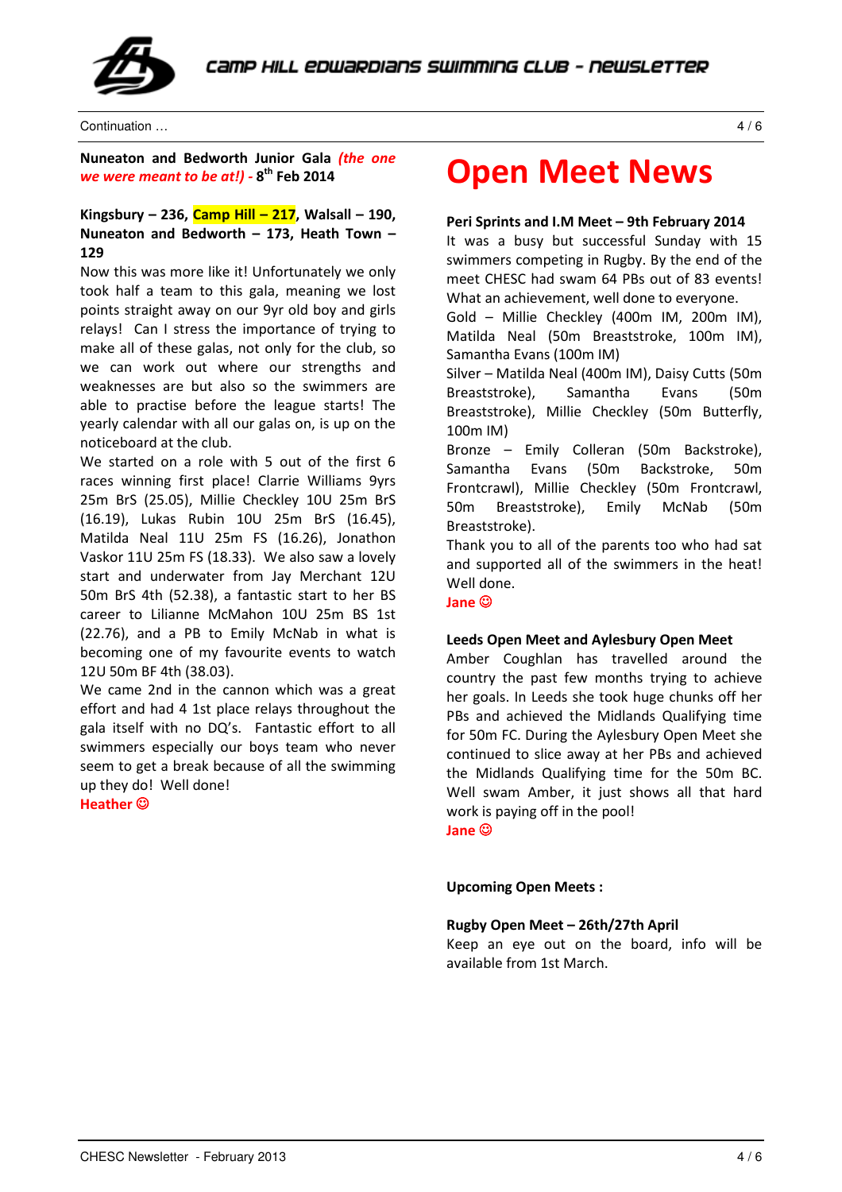Continuation …

**Nuneaton and Bedworth Junior Gala** ***(the one we were meant to be at!)*** **- 8th Feb 2014**

**Kingsbury – 236, Camp Hill – 217, Walsall – 190, Nuneaton and Bedworth – 173, Heath Town – 129**

Now this was more like it! Unfortunately we only took half a team to this gala, meaning we lost points straight away on our 9yr old boy and girls relays! Can I stress the importance of trying to make all of these galas, not only for the club, so we can work out where our strengths and weaknesses are but also so the swimmers are able to practise before the league starts! The yearly calendar with all our galas on, is up on the noticeboard at the club.

We started on a role with 5 out of the first 6 races winning first place! Clarrie Williams 9yrs 25m BrS (25.05), Millie Checkley 10U 25m BrS (16.19), Lukas Rubin 10U 25m BrS (16.45), Matilda Neal 11U 25m FS (16.26), Jonathon Vaskor 11U 25m FS (18.33). We also saw a lovely start and underwater from Jay Merchant 12U 50m BrS 4th (52.38), a fantastic start to her BS career to Lilianne McMahon 10U 25m BS 1st (22.76), and a PB to Emily McNab in what is becoming one of my favourite events to watch 12U 50m BF 4th (38.03).

We came 2nd in the cannon which was a great effort and had 4 1st place relays throughout the gala itself with no DQ's. Fantastic effort to all swimmers especially our boys team who never seem to get a break because of all the swimming up they do! Well done!

**Heather ☺**

# Open Meet News

**Peri Sprints and I.M Meet – 9th February 2014**

It was a busy but successful Sunday with 15 swimmers competing in Rugby. By the end of the meet CHESC had swam 64 PBs out of 83 events! What an achievement, well done to everyone.

Gold – Millie Checkley (400m IM, 200m IM), Matilda Neal (50m Breaststroke, 100m IM), Samantha Evans (100m IM)

Silver – Matilda Neal (400m IM), Daisy Cutts (50m Breaststroke), Samantha Evans (50m Breaststroke), Millie Checkley (50m Butterfly, 100m IM)

Bronze – Emily Colleran (50m Backstroke), Samantha Evans (50m Backstroke, 50m Frontcrawl), Millie Checkley (50m Frontcrawl, 50m Breaststroke), Emily McNab (50m Breaststroke).

Thank you to all of the parents too who had sat and supported all of the swimmers in the heat! Well done.

**Jane ☺**

**Leeds Open Meet and Aylesbury Open Meet**

Amber Coughlan has travelled around the country the past few months trying to achieve her goals. In Leeds she took huge chunks off her PBs and achieved the Midlands Qualifying time for 50m FC. During the Aylesbury Open Meet she continued to slice away at her PBs and achieved the Midlands Qualifying time for the 50m BC. Well swam Amber, it just shows all that hard work is paying off in the pool!

**Jane ☺**

**Upcoming Open Meets :**

**Rugby Open Meet – 26th/27th April**

Keep an eye out on the board, info will be available from 1st March.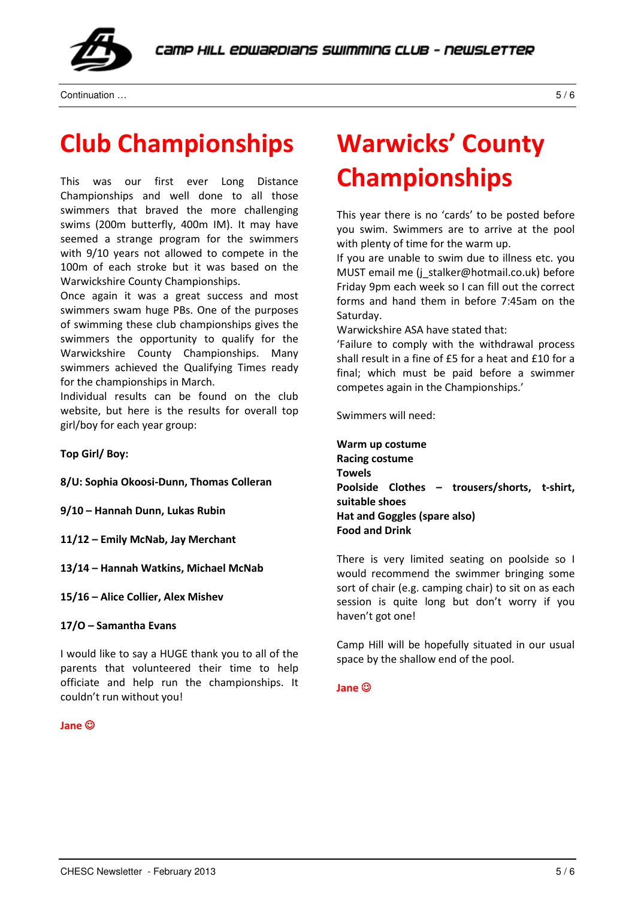Continuation …

# Club Championships

This was our first ever Long Distance Championships and well done to all those swimmers that braved the more challenging swims (200m butterfly, 400m IM). It may have seemed a strange program for the swimmers with 9/10 years not allowed to compete in the 100m of each stroke but it was based on the Warwickshire County Championships.

Once again it was a great success and most swimmers swam huge PBs. One of the purposes of swimming these club championships gives the swimmers the opportunity to qualify for the Warwickshire County Championships. Many swimmers achieved the Qualifying Times ready for the championships in March.

Individual results can be found on the club website, but here is the results for overall top girl/boy for each year group:

**Top Girl/ Boy:**

**8/U: Sophia Okoosi-Dunn, Thomas Colleran**

**9/10 – Hannah Dunn, Lukas Rubin**

**11/12 – Emily McNab, Jay Merchant**

**13/14 – Hannah Watkins, Michael McNab**

**15/16 – Alice Collier, Alex Mishev**

**17/O – Samantha Evans**

I would like to say a HUGE thank you to all of the parents that volunteered their time to help officiate and help run the championships. It couldn't run without you!

**Jane ☺**

# Warwicks' County Championships

This year there is no 'cards' to be posted before you swim. Swimmers are to arrive at the pool with plenty of time for the warm up.

If you are unable to swim due to illness etc. you MUST email me (j_stalker@hotmail.co.uk) before Friday 9pm each week so I can fill out the correct forms and hand them in before 7:45am on the Saturday.

Warwickshire ASA have stated that:

'Failure to comply with the withdrawal process shall result in a fine of £5 for a heat and £10 for a final; which must be paid before a swimmer competes again in the Championships.'

Swimmers will need:

**Warm up costume**
**Racing costume**
**Towels**
**Poolside Clothes – trousers/shorts, t-shirt, suitable shoes**
**Hat and Goggles (spare also)**
**Food and Drink**

There is very limited seating on poolside so I would recommend the swimmer bringing some sort of chair (e.g. camping chair) to sit on as each session is quite long but don't worry if you haven't got one!

Camp Hill will be hopefully situated in our usual space by the shallow end of the pool.

**Jane ☺**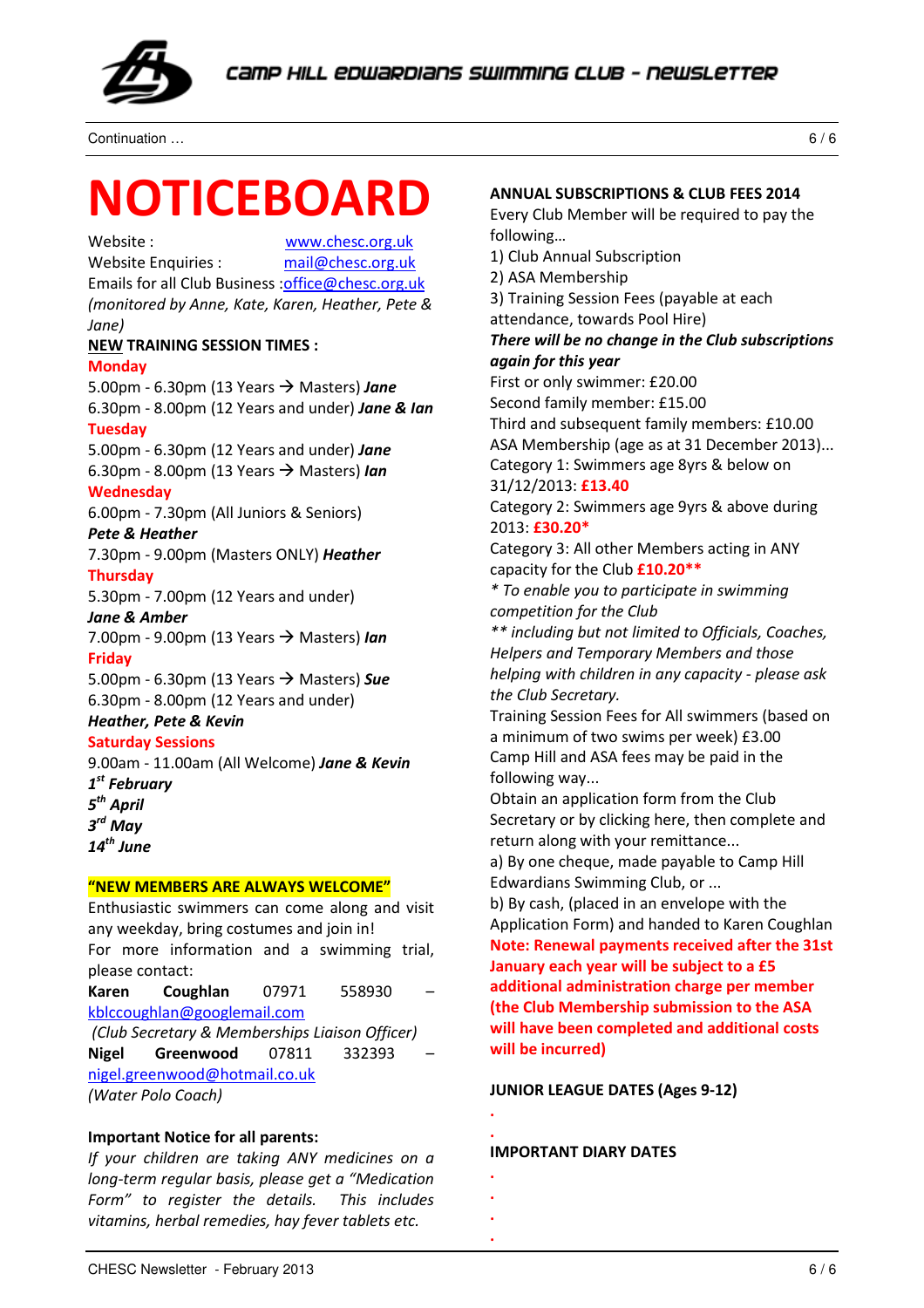Continuation …

# NOTICEBOARD

Website : www.chesc.org.uk
Website Enquiries : mail@chesc.org.uk
Emails for all Club Business :office@chesc.org.uk
*(monitored by Anne, Kate, Karen, Heather, Pete & Jane)*

**NEW TRAINING SESSION TIMES :**

**Monday**
5.00pm - 6.30pm (13 Years → Masters) ***Jane***
6.30pm - 8.00pm (12 Years and under) ***Jane & Ian***

**Tuesday**
5.00pm - 6.30pm (12 Years and under) ***Jane***
6.30pm - 8.00pm (13 Years → Masters) ***Ian***

**Wednesday**
6.00pm - 7.30pm (All Juniors & Seniors)
***Pete & Heather***
7.30pm - 9.00pm (Masters ONLY) ***Heather***

**Thursday**
5.30pm - 7.00pm (12 Years and under)
***Jane & Amber***
7.00pm - 9.00pm (13 Years → Masters) ***Ian***

**Friday**
5.00pm - 6.30pm (13 Years → Masters) ***Sue***
6.30pm - 8.00pm (12 Years and under)
***Heather, Pete & Kevin***

**Saturday Sessions**
9.00am - 11.00am (All Welcome) ***Jane & Kevin***
***1st February***
***5th April***
***3rd May***
***14th June***

**"NEW MEMBERS ARE ALWAYS WELCOME"**

Enthusiastic swimmers can come along and visit any weekday, bring costumes and join in!
For more information and a swimming trial, please contact:

**Karen Coughlan** 07971 558930 – kblccoughlan@googlemail.com
*(Club Secretary & Memberships Liaison Officer)*
**Nigel Greenwood** 07811 332393 – nigel.greenwood@hotmail.co.uk
*(Water Polo Coach)*

**Important Notice for all parents:**
*If your children are taking ANY medicines on a long-term regular basis, please get a "Medication Form" to register the details. This includes vitamins, herbal remedies, hay fever tablets etc.*

**ANNUAL SUBSCRIPTIONS & CLUB FEES 2014**

Every Club Member will be required to pay the following…
1) Club Annual Subscription
2) ASA Membership
3) Training Session Fees (payable at each attendance, towards Pool Hire)

***There will be no change in the Club subscriptions again for this year***

First or only swimmer: £20.00
Second family member: £15.00
Third and subsequent family members: £10.00
ASA Membership (age as at 31 December 2013)...
Category 1: Swimmers age 8yrs & below on 31/12/2013: **£13.40**
Category 2: Swimmers age 9yrs & above during 2013: **£30.20***
Category 3: All other Members acting in ANY capacity for the Club **£10.20****
*\* To enable you to participate in swimming competition for the Club*
*\*\* including but not limited to Officials, Coaches, Helpers and Temporary Members and those helping with children in any capacity - please ask the Club Secretary.*
Training Session Fees for All swimmers (based on a minimum of two swims per week) £3.00
Camp Hill and ASA fees may be paid in the following way...
Obtain an application form from the Club Secretary or by clicking here, then complete and return along with your remittance...
a) By one cheque, made payable to Camp Hill Edwardians Swimming Club, or ...
b) By cash, (placed in an envelope with the Application Form) and handed to Karen Coughlan
**Note: Renewal payments received after the 31st January each year will be subject to a £5 additional administration charge per member (the Club Membership submission to the ASA will have been completed and additional costs will be incurred)**

**JUNIOR LEAGUE DATES (Ages 9-12)**

- 
- 

**IMPORTANT DIARY DATES**

- 
- 
- 
-